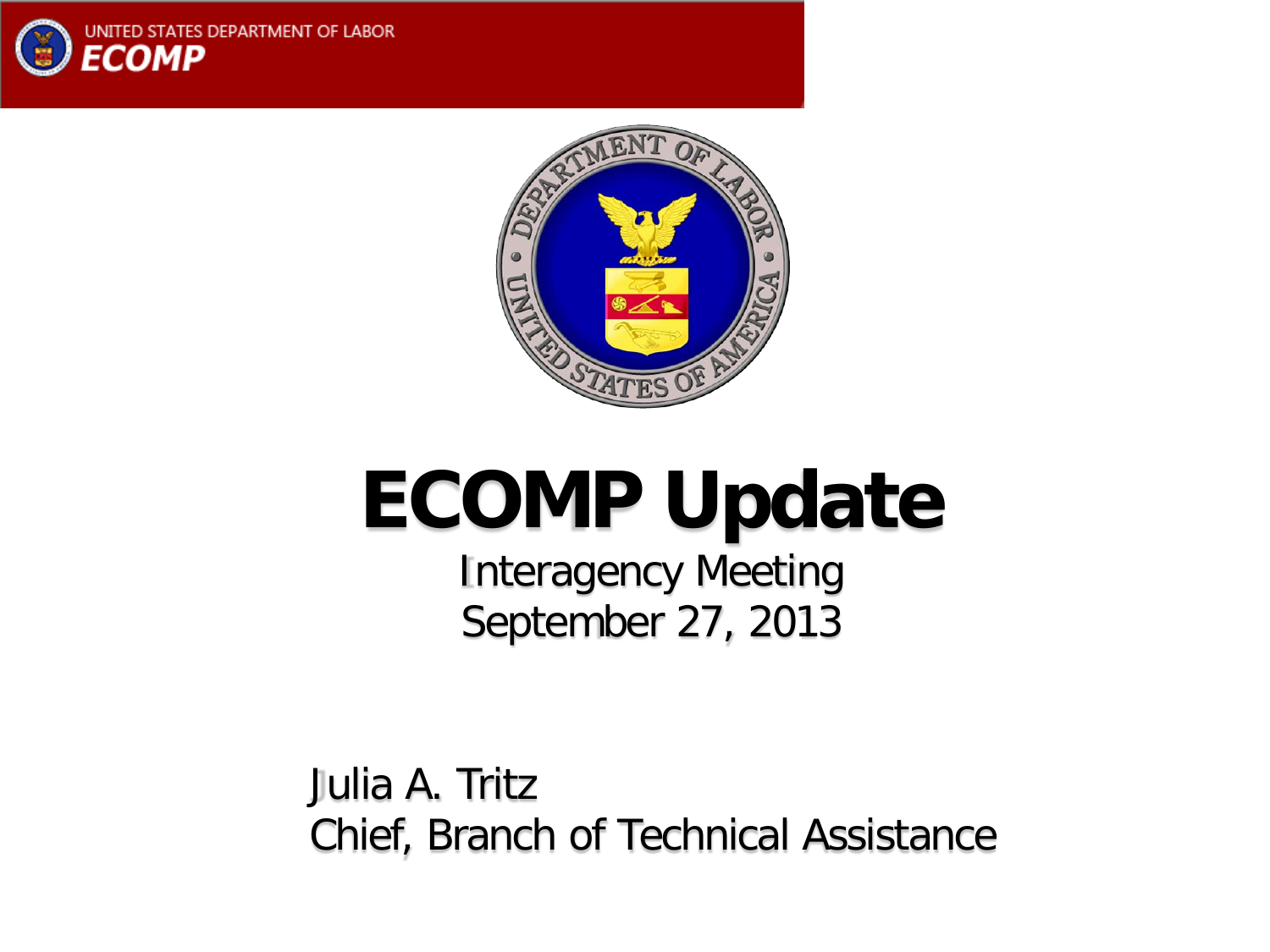UNITED STATES DEPARTMENT OF LABOR
**ECOMP**

# ECOMP Update

Interagency Meeting
September 27, 2013

Julia A. Tritz
Chief, Branch of Technical Assistance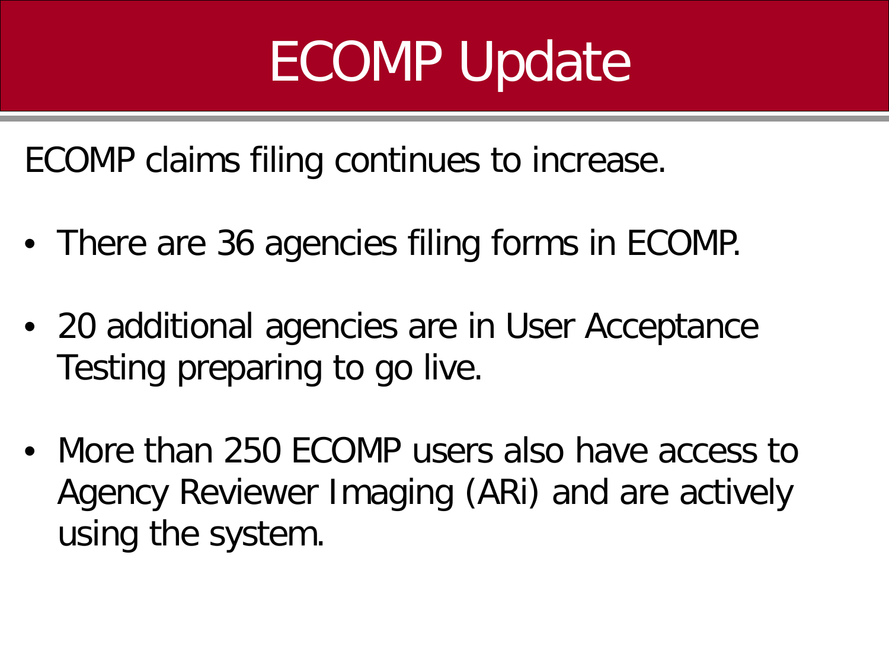# ECOMP Update

ECOMP claims filing continues to increase.

- There are 36 agencies filing forms in ECOMP.
- 20 additional agencies are in User Acceptance Testing preparing to go live.
- More than 250 ECOMP users also have access to Agency Reviewer Imaging (ARi) and are actively using the system.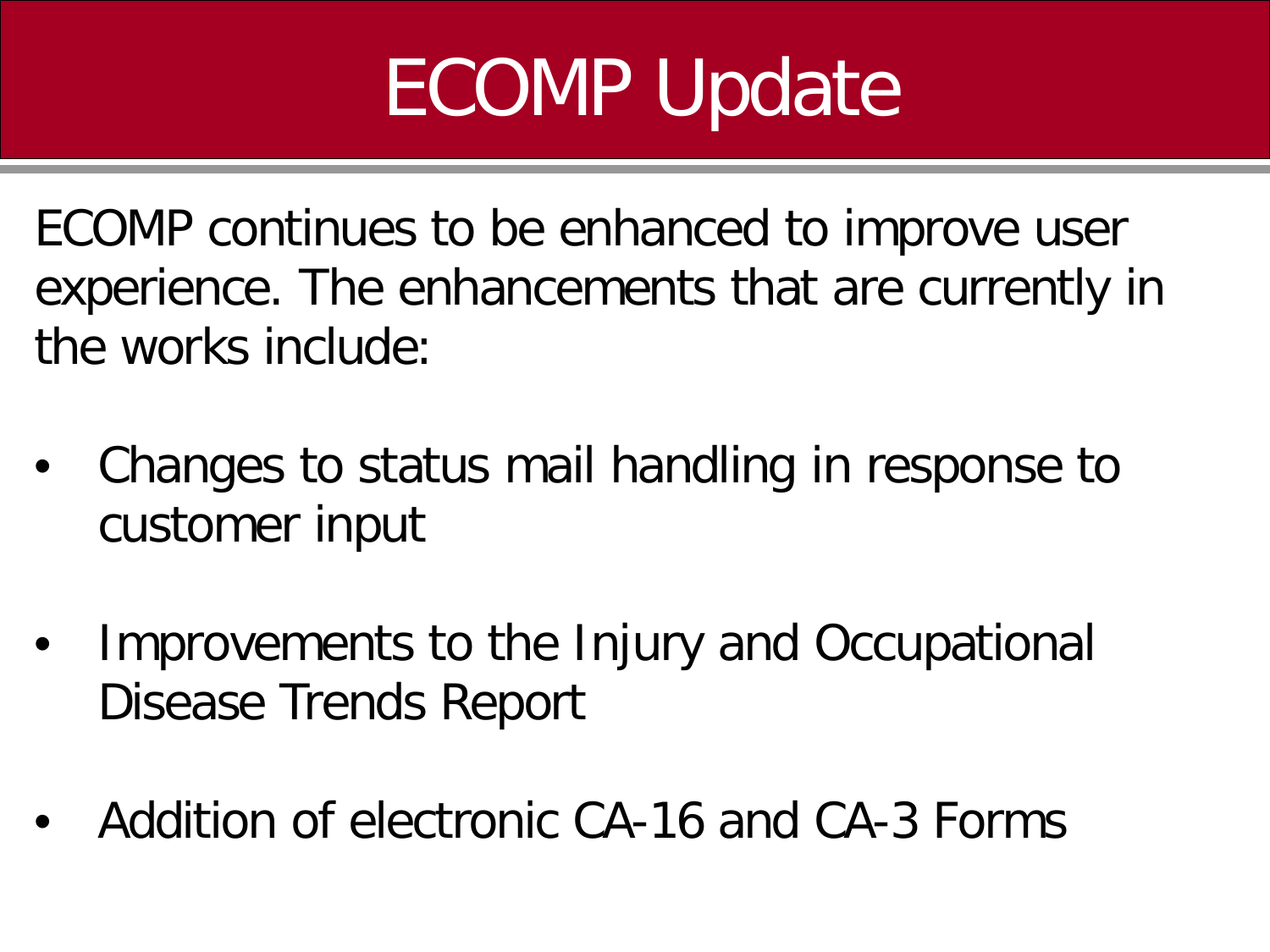# ECOMP Update

ECOMP continues to be enhanced to improve user experience. The enhancements that are currently in the works include:

- Changes to status mail handling in response to customer input
- Improvements to the Injury and Occupational Disease Trends Report
- Addition of electronic CA-16 and CA-3 Forms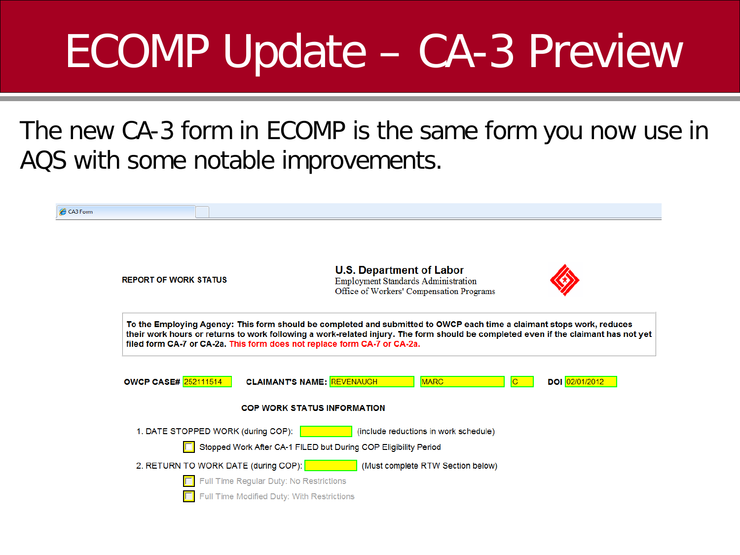# ECOMP Update – CA-3 Preview

The new CA-3 form in ECOMP is the same form you now use in AQS with some notable improvements.

CA3 Form

**REPORT OF WORK STATUS**

**U.S. Department of Labor**
Employment Standards Administration
Office of Workers' Compensation Programs

**To the Employing Agency: This form should be completed and submitted to OWCP each time a claimant stops work, reduces their work hours or returns to work following a work-related injury. The form should be completed even if the claimant has not yet filed form CA-7 or CA-2a. This form does not replace form CA-7 or CA-2a.**

**OWCP CASE#** 252111514 **CLAIMANT'S NAME:** REVENAUGH MARC C **DOI** 02/01/2012

**COP WORK STATUS INFORMATION**

1. DATE STOPPED WORK (during COP): ______ (include reductions in work schedule)
   - [ ] Stopped Work After CA-1 FILED but During COP Eligibility Period
2. RETURN TO WORK DATE (during COP): ______ (Must complete RTW Section below)
   - [ ] Full Time Regular Duty: No Restrictions
   - [ ] Full Time Modified Duty: With Restrictions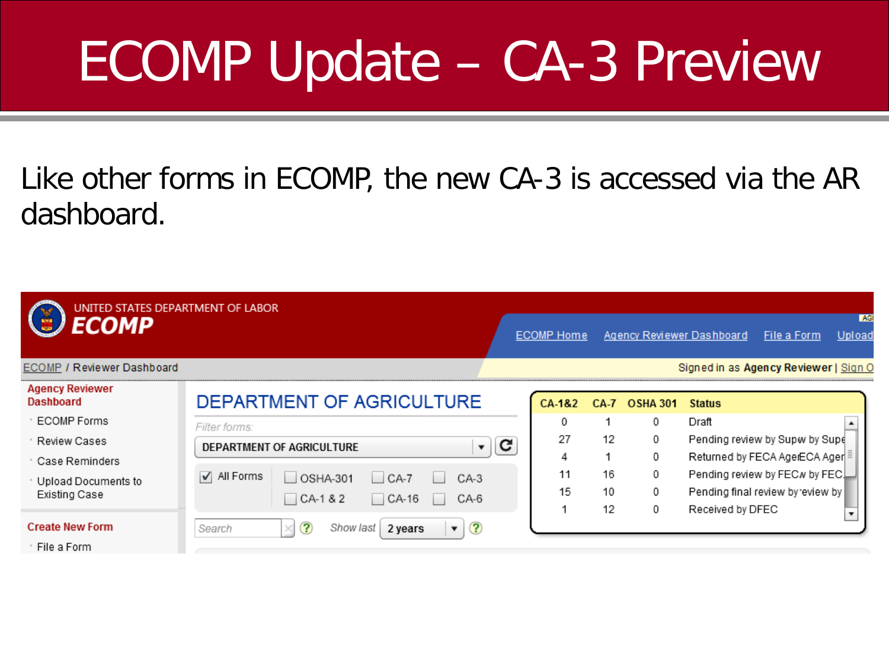# ECOMP Update – CA-3 Preview

Like other forms in ECOMP, the new CA-3 is accessed via the AR dashboard.

UNITED STATES DEPARTMENT OF LABOR

**ECOMP**

ECOMP Home | Agency Reviewer Dashboard | File a Form | Upload

ECOMP / Reviewer Dashboard

Signed in as **Agency Reviewer** | Sign O

**Agency Reviewer Dashboard**

- ECOMP Forms
- Review Cases
- Case Reminders
- Upload Documents to Existing Case

**Create New Form**

- File a Form

## DEPARTMENT OF AGRICULTURE

*Filter forms:*

DEPARTMENT OF AGRICULTURE

- [x] All Forms
- [ ] OSHA-301
- [ ] CA-7
- [ ] CA-3
- [ ] CA-1 & 2
- [ ] CA-16
- [ ] CA-6

Search | Show last 2 years

| CA-1&2 | CA-7 | OSHA 301 | Status |
|---|---|---|---|
| 0 | 1 | 0 | Draft |
| 27 | 12 | 0 | Pending review by Supw by Supe |
| 4 | 1 | 0 | Returned by FECA AgeECA Ager |
| 11 | 16 | 0 | Pending review by FECw by FEC |
| 15 | 10 | 0 | Pending final review by eview by |
| 1 | 12 | 0 | Received by DFEC |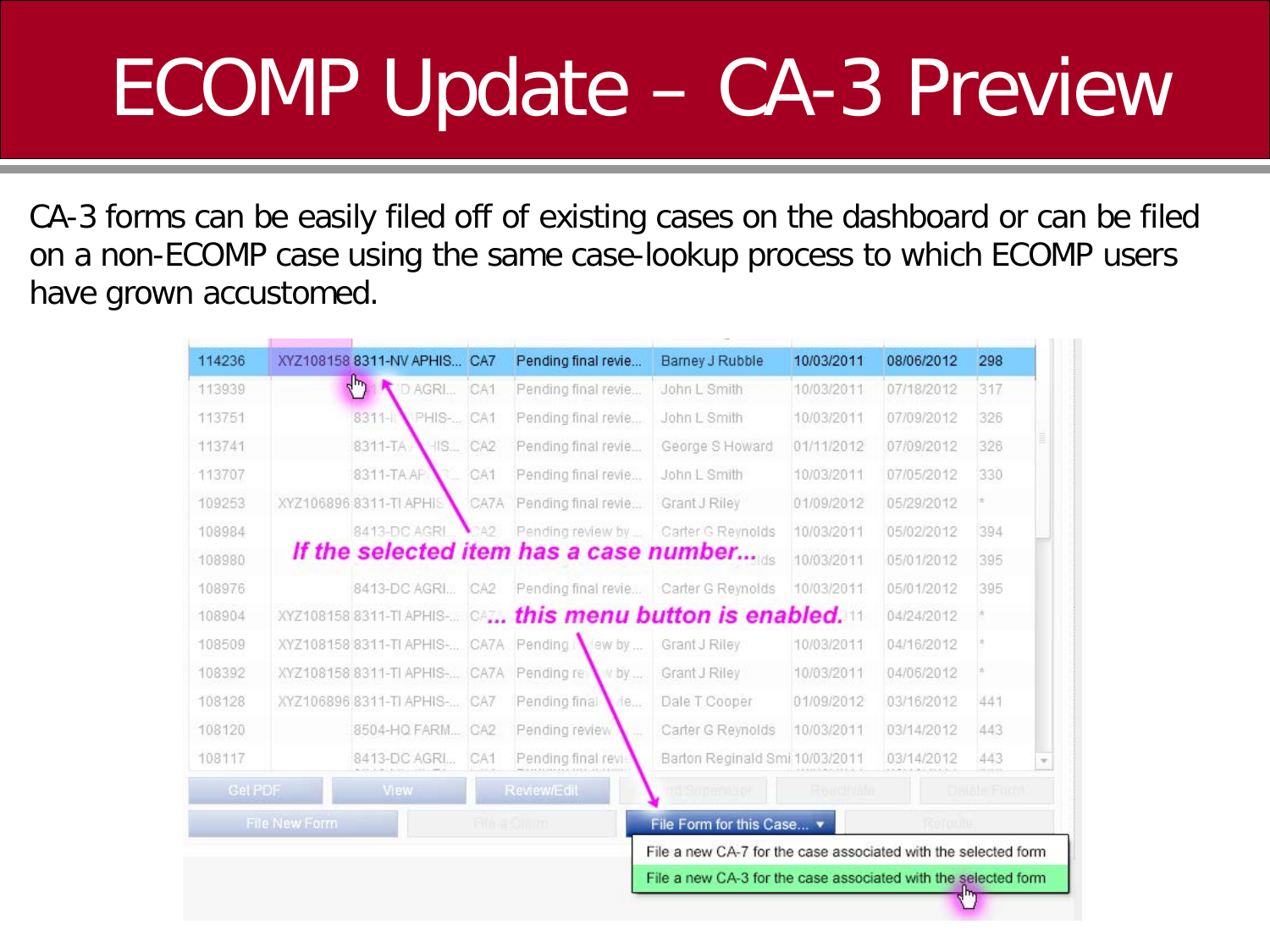# ECOMP Update – CA-3 Preview

CA-3 forms can be easily filed off of existing cases on the dashboard or can be filed on a non-ECOMP case using the same case-lookup process to which ECOMP users have grown accustomed.

*If the selected item has a case number…*

*… this menu button is enabled.*

| | | | | | | | | |
|---|---|---|---|---|---|---|---|---|
| 114236 | XYZ108158 | 8311-NV APHIS... | CA7 | Pending final revie... | Barney J Rubble | 10/03/2011 | 08/06/2012 | 298 |
| 113939 | | 8311-TA D AGRI... | CA1 | Pending final revie... | John L Smith | 10/03/2011 | 07/18/2012 | 317 |
| 113751 | | 8311-II PHIS-... | CA1 | Pending final revie... | John L Smith | 10/03/2011 | 07/09/2012 | 326 |
| 113741 | | 8311-TA HIS... | CA2 | Pending final revie... | George S Howard | 01/11/2012 | 07/09/2012 | 326 |
| 113707 | | 8311-TA AP... | CA1 | Pending final revie... | John L Smith | 10/03/2011 | 07/05/2012 | 330 |
| 109253 | XYZ106896 | 8311-TI APHIS | CA7A | Pending final revie... | Grant J Riley | 01/09/2012 | 05/29/2012 | * |
| 108984 | | 8413-DC AGRI... | CA2 | Pending review by ... | Carter G Reynolds | 10/03/2011 | 05/02/2012 | 394 |
| 108980 | | | | | | 10/03/2011 | 05/01/2012 | 395 |
| 108976 | | 8413-DC AGRI... | CA2 | Pending final revie... | Carter G Reynolds | 10/03/2011 | 05/01/2012 | 395 |
| 108904 | XYZ108158 | 8311-TI APHIS-... | CA7 | | | | 04/24/2012 | * |
| 108509 | XYZ108158 | 8311-TI APHIS-... | CA7A | Pending review by ... | Grant J Riley | 10/03/2011 | 04/16/2012 | * |
| 108392 | XYZ108158 | 8311-TI APHIS-... | CA7A | Pending review by ... | Grant J Riley | 10/03/2011 | 04/06/2012 | * |
| 108128 | XYZ106896 | 8311-TI APHIS-... | CA7 | Pending final revie... | Dale T Cooper | 01/09/2012 | 03/16/2012 | 441 |
| 108120 | | 8504-HQ FARM... | CA2 | Pending review ... | Carter G Reynolds | 10/03/2011 | 03/14/2012 | 443 |
| 108117 | | 8413-DC AGRI... | CA1 | Pending final revie... | Barton Reginald Smi | 10/03/2011 | 03/14/2012 | 443 |

Get PDF | View | Review/Edit | Send Supervisor | Reactivate | Delete Form

File New Form | File a Claim | File Form for this Case... ▾ | Reroute

- File a new CA-7 for the case associated with the selected form
- File a new CA-3 for the case associated with the selected form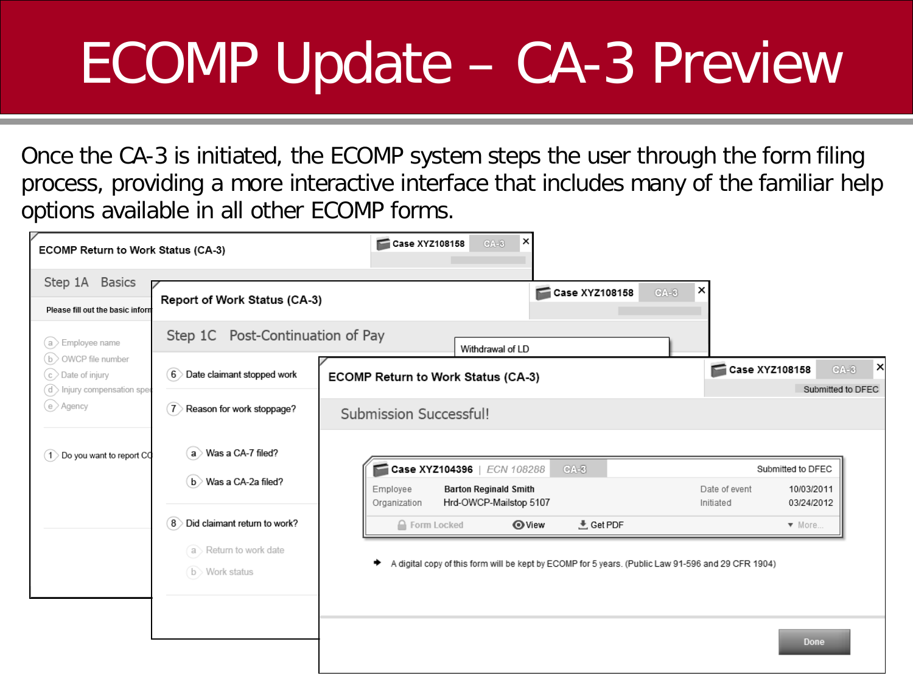# ECOMP Update – CA-3 Preview

Once the CA-3 is initiated, the ECOMP system steps the user through the form filing process, providing a more interactive interface that includes many of the familiar help options available in all other ECOMP forms.

**ECOMP Return to Work Status (CA-3)** — Case XYZ108158 — CA-3

Step 1A Basics

Please fill out the basic inform

- a) Employee name
- b) OWCP file number
- c) Date of injury
- d) Injury compensation spe
- e) Agency

1) Do you want to report CO

**Report of Work Status (CA-3)** — Case XYZ108158 — CA-3

Step 1C Post-Continuation of Pay

Withdrawal of LD

6) Date claimant stopped work

7) Reason for work stoppage?

- a) Was a CA-7 filed?
- b) Was a CA-2a filed?

8) Did claimant return to work?

- a) Return to work date
- b) Work status

**ECOMP Return to Work Status (CA-3)** — Case XYZ108158 — CA-3 — Submitted to DFEC

Submission Successful!

Case XYZ104396 | ECN 108288 | CA-3 — Submitted to DFEC

| | | | |
|---|---|---|---|
| Employee | Barton Reginald Smith | Date of event | 10/03/2011 |
| Organization | Hrd-OWCP-Mailstop 5107 | Initiated | 03/24/2012 |

Form Locked | View | Get PDF | More...

A digital copy of this form will be kept by ECOMP for 5 years. (Public Law 91-596 and 29 CFR 1904)

Done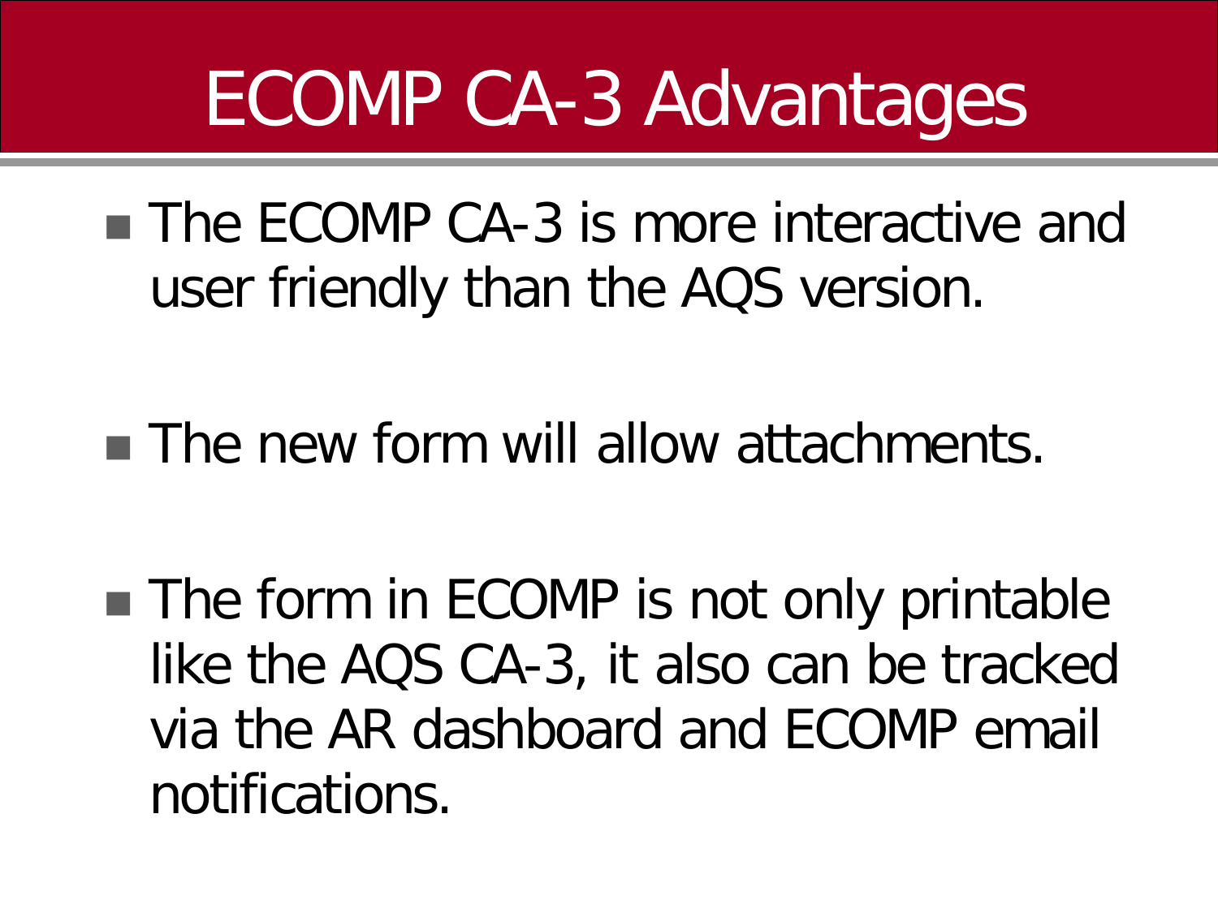# ECOMP CA-3 Advantages

- The ECOMP CA-3 is more interactive and user friendly than the AQS version.

- The new form will allow attachments.

- The form in ECOMP is not only printable like the AQS CA-3, it also can be tracked via the AR dashboard and ECOMP email notifications.